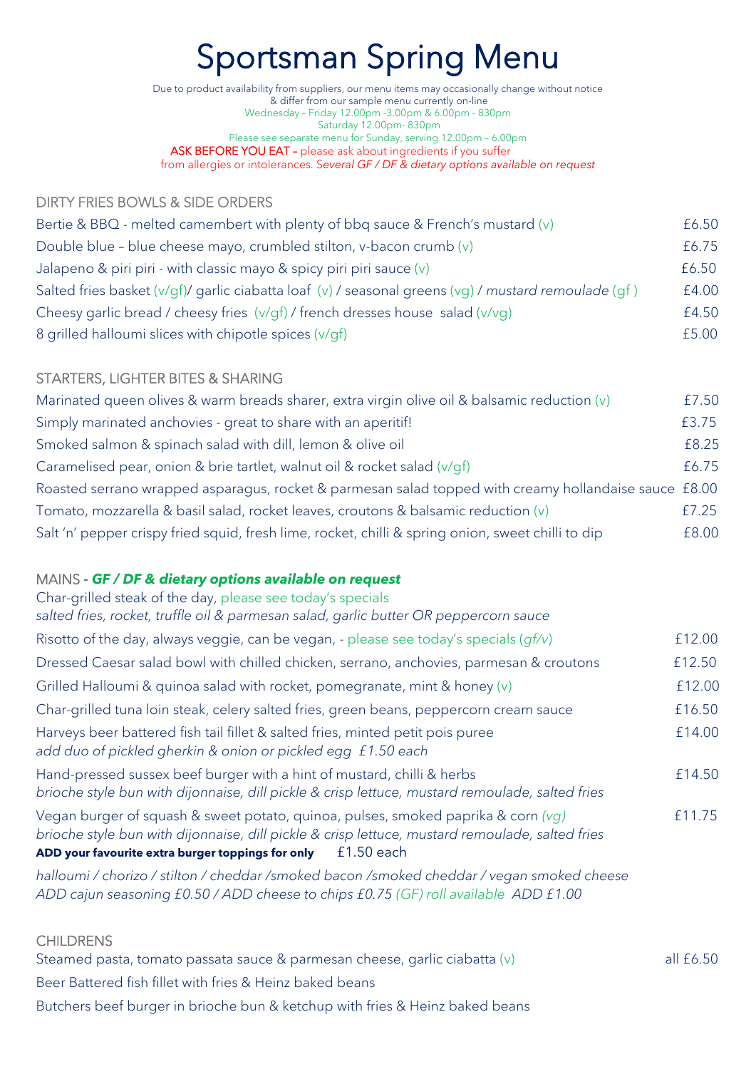# Sportsman Spring Menu

Due to product availability from suppliers, our menu items may occasionally change without notice
& differ from our sample menu currently on-line
Wednesday – Friday 12.00pm -3.00pm & 6.00pm - 830pm
Saturday 12.00pm- 830pm
Please see separate menu for Sunday, serving 12.00pm – 6.00pm
ASK BEFORE YOU EAT – please ask about ingredients if you suffer
from allergies or intolerances. *Several GF / DF & dietary options available on request*

## DIRTY FRIES BOWLS & SIDE ORDERS

| | |
|---|---|
| Bertie & BBQ - melted camembert with plenty of bbq sauce & French's mustard (v) | £6.50 |
| Double blue – blue cheese mayo, crumbled stilton, v-bacon crumb (v) | £6.75 |
| Jalapeno & piri piri - with classic mayo & spicy piri piri sauce (v) | £6.50 |
| Salted fries basket (v/gf)/ garlic ciabatta loaf (v) / seasonal greens (vg) / *mustard remoulade* (gf) | £4.00 |
| Cheesy garlic bread / cheesy fries (v/gf) / french dresses house salad (v/vg) | £4.50 |
| 8 grilled halloumi slices with chipotle spices (v/gf) | £5.00 |

## STARTERS, LIGHTER BITES & SHARING

| | |
|---|---|
| Marinated queen olives & warm breads sharer, extra virgin olive oil & balsamic reduction (v) | £7.50 |
| Simply marinated anchovies - great to share with an aperitif! | £3.75 |
| Smoked salmon & spinach salad with dill, lemon & olive oil | £8.25 |
| Caramelised pear, onion & brie tartlet, walnut oil & rocket salad (v/gf) | £6.75 |
| Roasted serrano wrapped asparagus, rocket & parmesan salad topped with creamy hollandaise sauce | £8.00 |
| Tomato, mozzarella & basil salad, rocket leaves, croutons & balsamic reduction (v) | £7.25 |
| Salt 'n' pepper crispy fried squid, fresh lime, rocket, chilli & spring onion, sweet chilli to dip | £8.00 |

## MAINS - ***GF / DF & dietary options available on request***

Char-grilled steak of the day, please see today's specials
*salted fries, rocket, truffle oil & parmesan salad, garlic butter OR peppercorn sauce*

| | |
|---|---|
| Risotto of the day, always veggie, can be vegan, - please see today's specials (*gf/v*) | £12.00 |
| Dressed Caesar salad bowl with chilled chicken, serrano, anchovies, parmesan & croutons | £12.50 |
| Grilled Halloumi & quinoa salad with rocket, pomegranate, mint & honey (v) | £12.00 |
| Char-grilled tuna loin steak, celery salted fries, green beans, peppercorn cream sauce | £16.50 |
| Harveys beer battered fish tail fillet & salted fries, minted petit pois puree<br>*add duo of pickled gherkin & onion or pickled egg £1.50 each* | £14.00 |
| Hand-pressed sussex beef burger with a hint of mustard, chilli & herbs<br>*brioche style bun with dijonnaise, dill pickle & crisp lettuce, mustard remoulade, salted fries* | £14.50 |
| Vegan burger of squash & sweet potato, quinoa, pulses, smoked paprika & corn *(vg)*<br>*brioche style bun with dijonnaise, dill pickle & crisp lettuce, mustard remoulade, salted fries* | £11.75 |

**ADD your favourite extra burger toppings for only** £1.50 each

*halloumi / chorizo / stilton / cheddar /smoked bacon /smoked cheddar / vegan smoked cheese*
*ADD cajun seasoning £0.50 / ADD cheese to chips £0.75 (GF) roll available ADD £1.00*

## CHILDRENS

all £6.50

- Steamed pasta, tomato passata sauce & parmesan cheese, garlic ciabatta (v)
- Beer Battered fish fillet with fries & Heinz baked beans
- Butchers beef burger in brioche bun & ketchup with fries & Heinz baked beans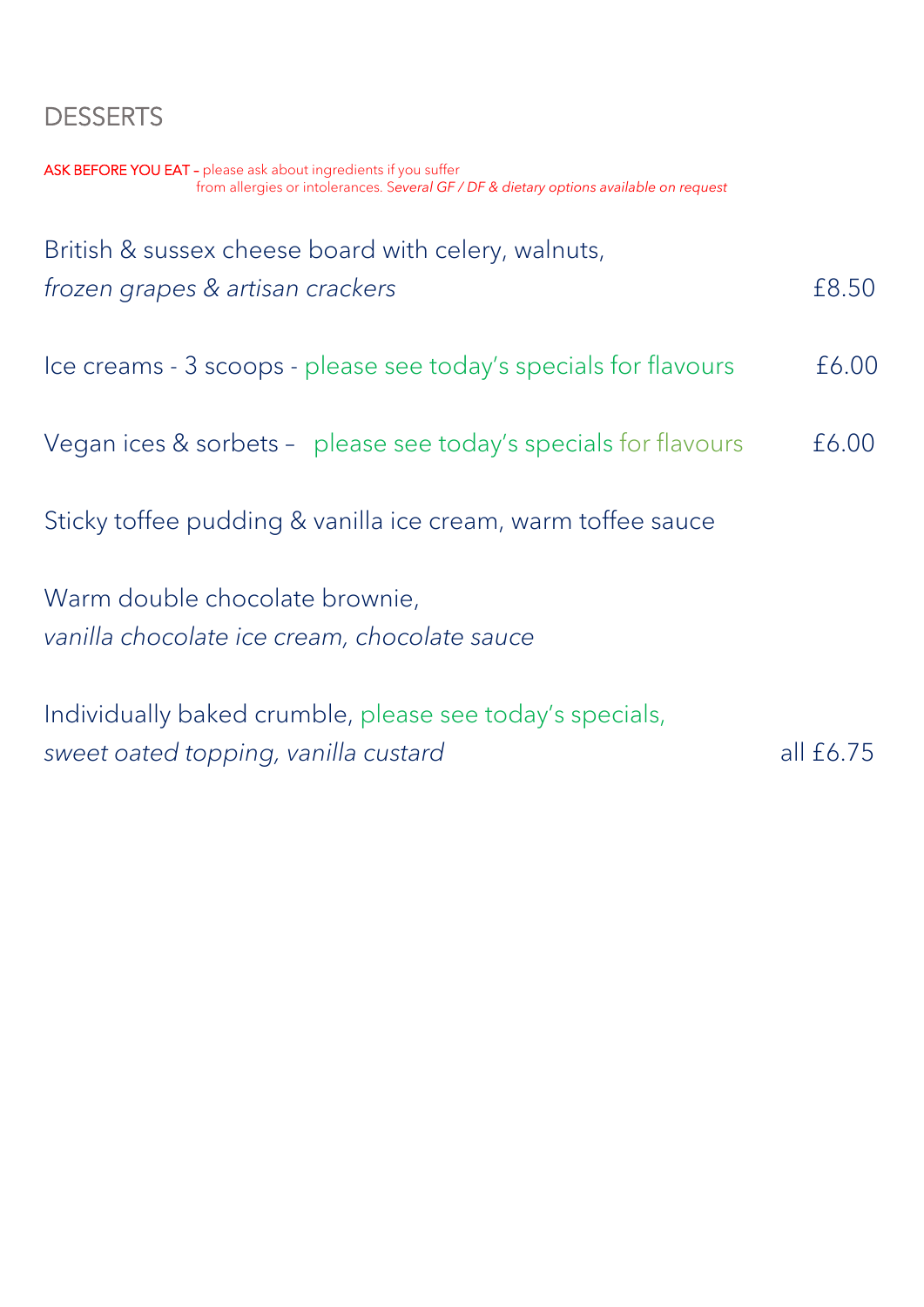## DESSERTS

ASK BEFORE YOU EAT – please ask about ingredients if you suffer from allergies or intolerances. *Several GF / DF & dietary options available on request*

British & sussex cheese board with celery, walnuts,
*frozen grapes & artisan crackers* £8.50

Ice creams - 3 scoops - please see today's specials for flavours £6.00

Vegan ices & sorbets – please see today's specials for flavours £6.00

Sticky toffee pudding & vanilla ice cream, warm toffee sauce

Warm double chocolate brownie,
*vanilla chocolate ice cream, chocolate sauce*

Individually baked crumble, please see today's specials,
*sweet oated topping, vanilla custard* all £6.75